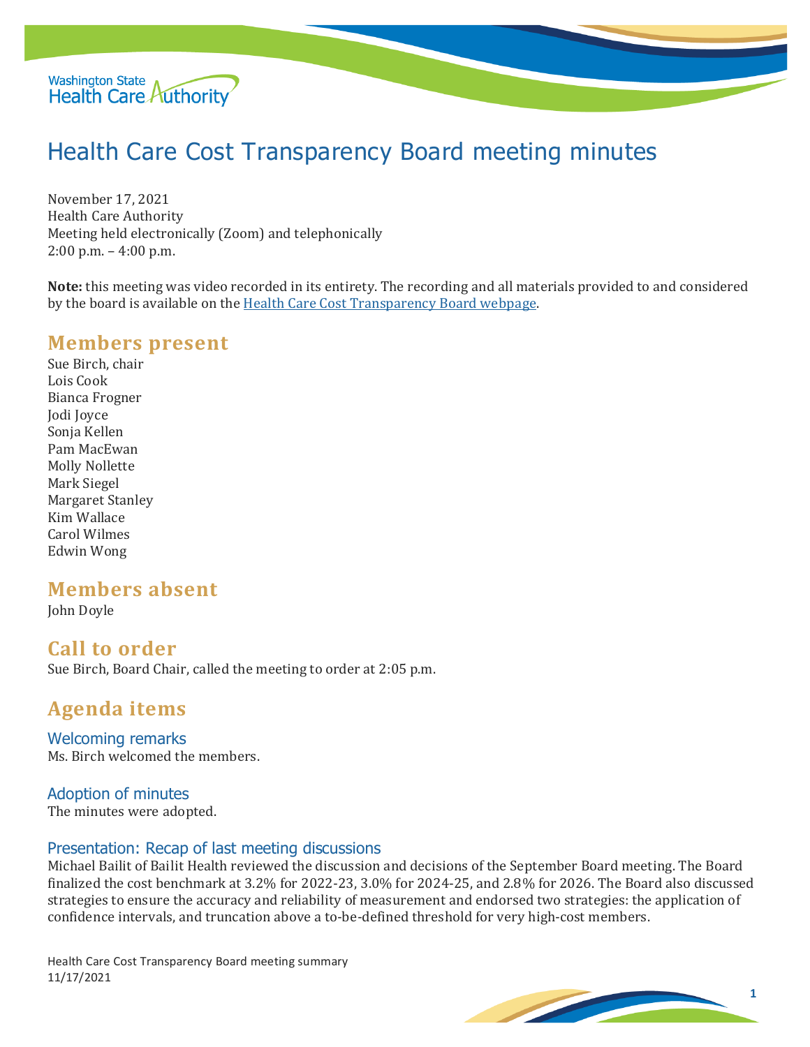# Health Care Cost Transparency Board meeting minutes

November 17, 2021
Health Care Authority
Meeting held electronically (Zoom) and telephonically
2:00 p.m. – 4:00 p.m.

**Note:** this meeting was video recorded in its entirety. The recording and all materials provided to and considered by the board is available on the Health Care Cost Transparency Board webpage.

## Members present

Sue Birch, chair
Lois Cook
Bianca Frogner
Jodi Joyce
Sonja Kellen
Pam MacEwan
Molly Nollette
Mark Siegel
Margaret Stanley
Kim Wallace
Carol Wilmes
Edwin Wong

## Members absent

John Doyle

## Call to order

Sue Birch, Board Chair, called the meeting to order at 2:05 p.m.

## Agenda items

### Welcoming remarks

Ms. Birch welcomed the members.

### Adoption of minutes

The minutes were adopted.

### Presentation: Recap of last meeting discussions

Michael Bailit of Bailit Health reviewed the discussion and decisions of the September Board meeting. The Board finalized the cost benchmark at 3.2% for 2022-23, 3.0% for 2024-25, and 2.8% for 2026. The Board also discussed strategies to ensure the accuracy and reliability of measurement and endorsed two strategies: the application of confidence intervals, and truncation above a to-be-defined threshold for very high-cost members.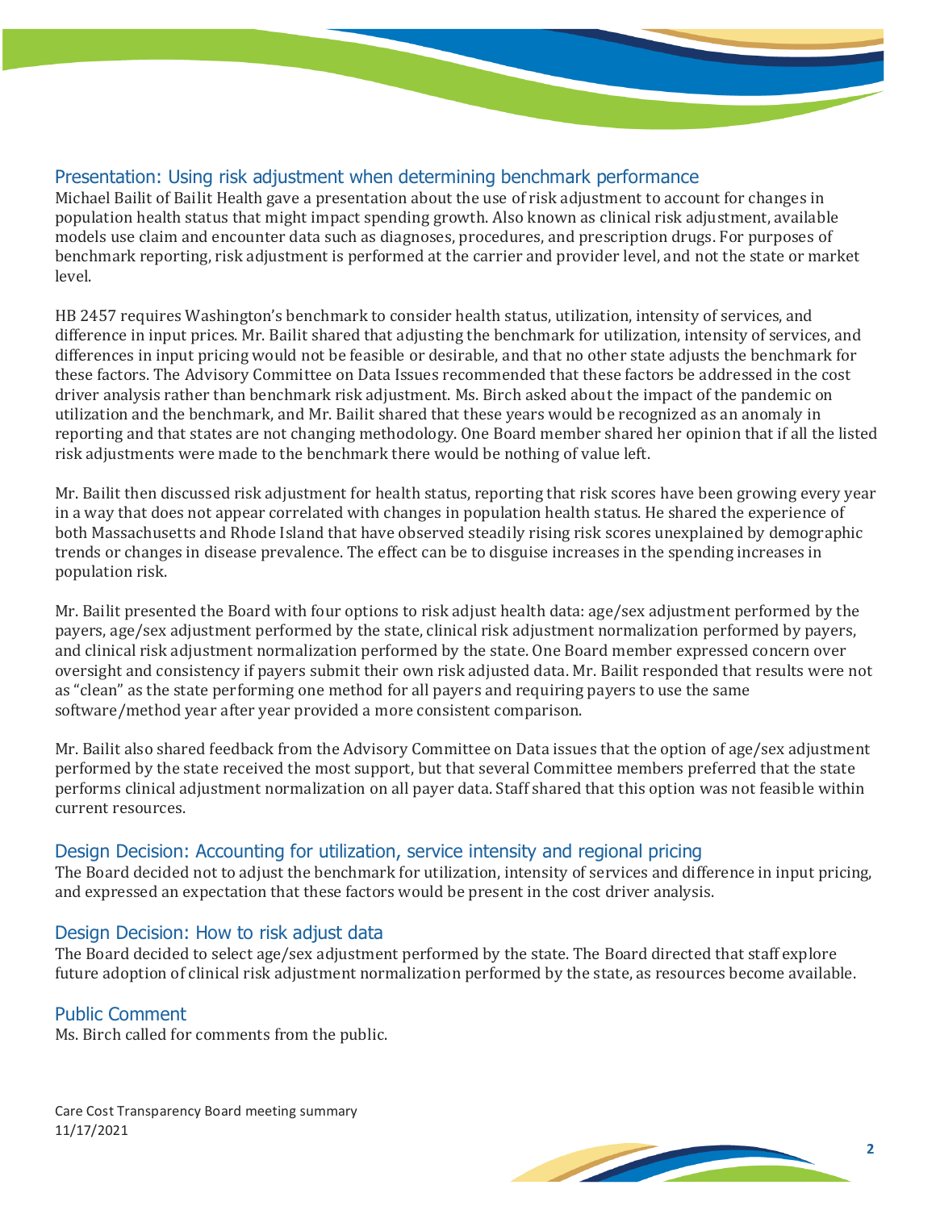## Presentation: Using risk adjustment when determining benchmark performance

Michael Bailit of Bailit Health gave a presentation about the use of risk adjustment to account for changes in population health status that might impact spending growth. Also known as clinical risk adjustment, available models use claim and encounter data such as diagnoses, procedures, and prescription drugs. For purposes of benchmark reporting, risk adjustment is performed at the carrier and provider level, and not the state or market level.

HB 2457 requires Washington's benchmark to consider health status, utilization, intensity of services, and difference in input prices. Mr. Bailit shared that adjusting the benchmark for utilization, intensity of services, and differences in input pricing would not be feasible or desirable, and that no other state adjusts the benchmark for these factors. The Advisory Committee on Data Issues recommended that these factors be addressed in the cost driver analysis rather than benchmark risk adjustment. Ms. Birch asked about the impact of the pandemic on utilization and the benchmark, and Mr. Bailit shared that these years would be recognized as an anomaly in reporting and that states are not changing methodology. One Board member shared her opinion that if all the listed risk adjustments were made to the benchmark there would be nothing of value left.

Mr. Bailit then discussed risk adjustment for health status, reporting that risk scores have been growing every year in a way that does not appear correlated with changes in population health status. He shared the experience of both Massachusetts and Rhode Island that have observed steadily rising risk scores unexplained by demographic trends or changes in disease prevalence. The effect can be to disguise increases in the spending increases in population risk.

Mr. Bailit presented the Board with four options to risk adjust health data: age/sex adjustment performed by the payers, age/sex adjustment performed by the state, clinical risk adjustment normalization performed by payers, and clinical risk adjustment normalization performed by the state. One Board member expressed concern over oversight and consistency if payers submit their own risk adjusted data. Mr. Bailit responded that results were not as "clean" as the state performing one method for all payers and requiring payers to use the same software/method year after year provided a more consistent comparison.

Mr. Bailit also shared feedback from the Advisory Committee on Data issues that the option of age/sex adjustment performed by the state received the most support, but that several Committee members preferred that the state performs clinical adjustment normalization on all payer data. Staff shared that this option was not feasible within current resources.

## Design Decision: Accounting for utilization, service intensity and regional pricing

The Board decided not to adjust the benchmark for utilization, intensity of services and difference in input pricing, and expressed an expectation that these factors would be present in the cost driver analysis.

## Design Decision: How to risk adjust data

The Board decided to select age/sex adjustment performed by the state. The Board directed that staff explore future adoption of clinical risk adjustment normalization performed by the state, as resources become available.

## Public Comment

Ms. Birch called for comments from the public.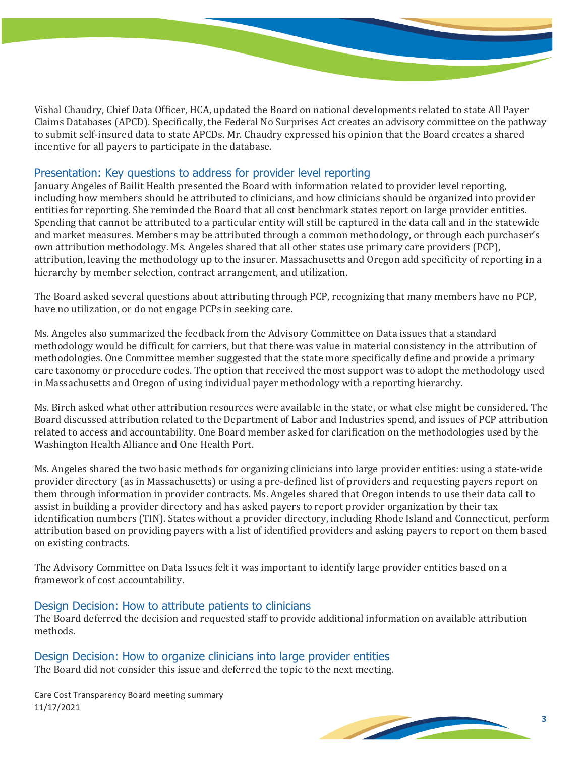Vishal Chaudry, Chief Data Officer, HCA, updated the Board on national developments related to state All Payer Claims Databases (APCD). Specifically, the Federal No Surprises Act creates an advisory committee on the pathway to submit self-insured data to state APCDs. Mr. Chaudry expressed his opinion that the Board creates a shared incentive for all payers to participate in the database.

## Presentation: Key questions to address for provider level reporting

January Angeles of Bailit Health presented the Board with information related to provider level reporting, including how members should be attributed to clinicians, and how clinicians should be organized into provider entities for reporting. She reminded the Board that all cost benchmark states report on large provider entities. Spending that cannot be attributed to a particular entity will still be captured in the data call and in the statewide and market measures. Members may be attributed through a common methodology, or through each purchaser's own attribution methodology. Ms. Angeles shared that all other states use primary care providers (PCP), attribution, leaving the methodology up to the insurer. Massachusetts and Oregon add specificity of reporting in a hierarchy by member selection, contract arrangement, and utilization.

The Board asked several questions about attributing through PCP, recognizing that many members have no PCP, have no utilization, or do not engage PCPs in seeking care.

Ms. Angeles also summarized the feedback from the Advisory Committee on Data issues that a standard methodology would be difficult for carriers, but that there was value in material consistency in the attribution of methodologies. One Committee member suggested that the state more specifically define and provide a primary care taxonomy or procedure codes. The option that received the most support was to adopt the methodology used in Massachusetts and Oregon of using individual payer methodology with a reporting hierarchy.

Ms. Birch asked what other attribution resources were available in the state, or what else might be considered. The Board discussed attribution related to the Department of Labor and Industries spend, and issues of PCP attribution related to access and accountability. One Board member asked for clarification on the methodologies used by the Washington Health Alliance and One Health Port.

Ms. Angeles shared the two basic methods for organizing clinicians into large provider entities: using a state-wide provider directory (as in Massachusetts) or using a pre-defined list of providers and requesting payers report on them through information in provider contracts. Ms. Angeles shared that Oregon intends to use their data call to assist in building a provider directory and has asked payers to report provider organization by their tax identification numbers (TIN). States without a provider directory, including Rhode Island and Connecticut, perform attribution based on providing payers with a list of identified providers and asking payers to report on them based on existing contracts.

The Advisory Committee on Data Issues felt it was important to identify large provider entities based on a framework of cost accountability.

## Design Decision: How to attribute patients to clinicians

The Board deferred the decision and requested staff to provide additional information on available attribution methods.

## Design Decision: How to organize clinicians into large provider entities

The Board did not consider this issue and deferred the topic to the next meeting.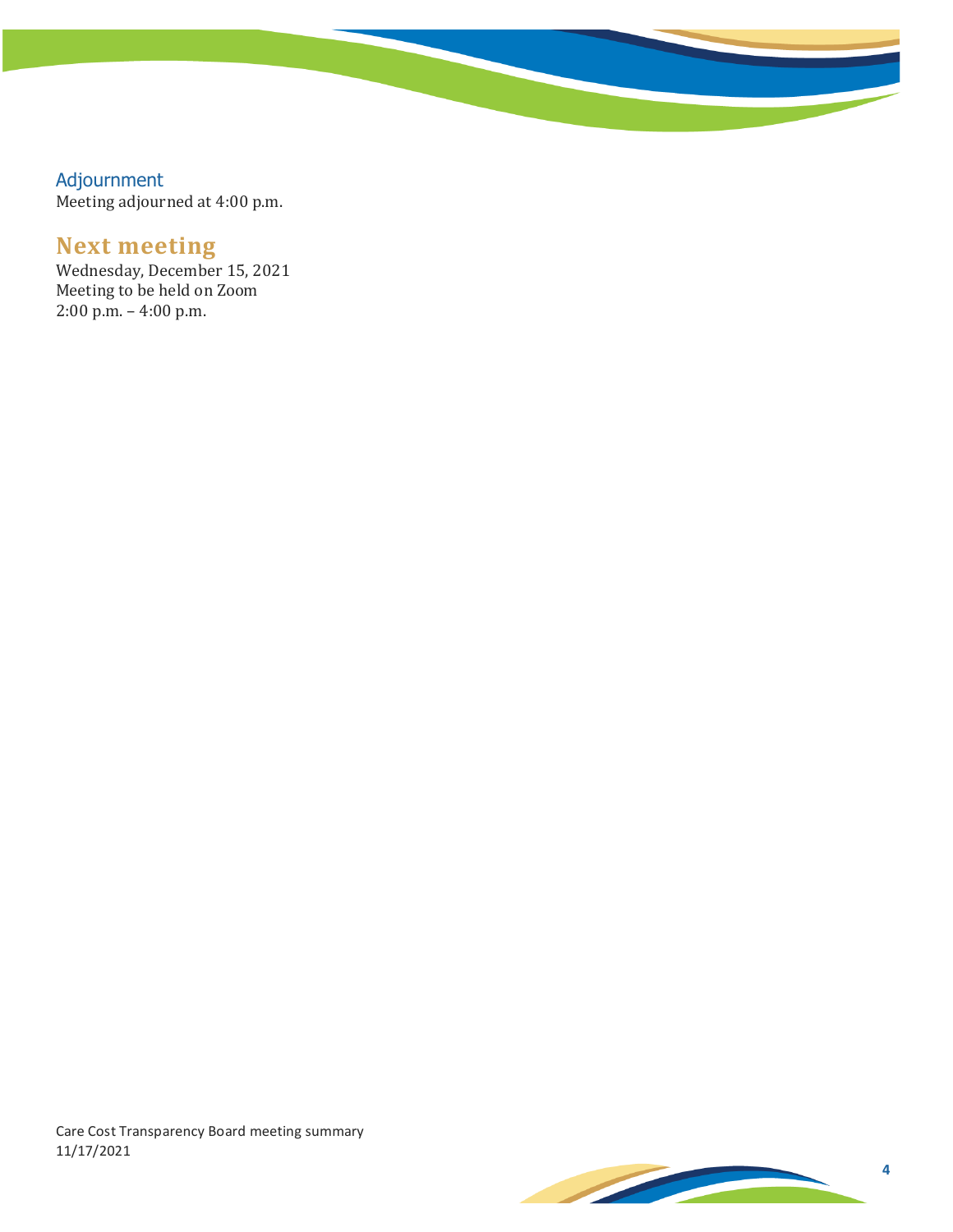## Adjournment

Meeting adjourned at 4:00 p.m.

## Next meeting

Wednesday, December 15, 2021
Meeting to be held on Zoom
2:00 p.m. – 4:00 p.m.